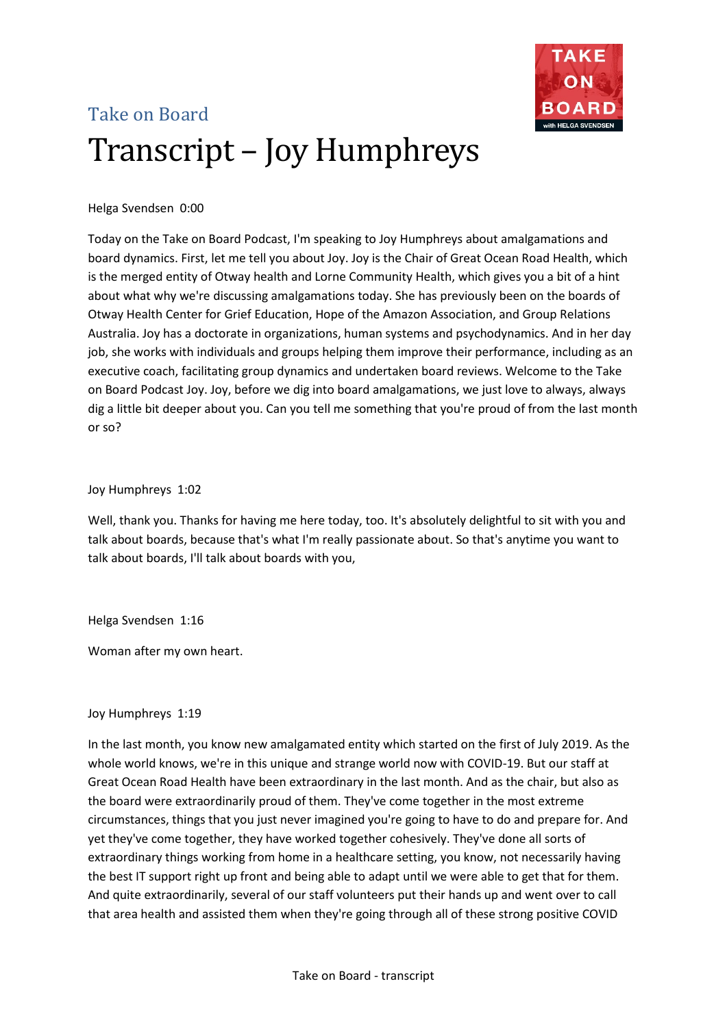Take on Board

# Transcript – Joy Humphreys

Helga Svendsen 0:00

Today on the Take on Board Podcast, I'm speaking to Joy Humphreys about amalgamations and board dynamics. First, let me tell you about Joy. Joy is the Chair of Great Ocean Road Health, which is the merged entity of Otway health and Lorne Community Health, which gives you a bit of a hint about what why we're discussing amalgamations today. She has previously been on the boards of Otway Health Center for Grief Education, Hope of the Amazon Association, and Group Relations Australia. Joy has a doctorate in organizations, human systems and psychodynamics. And in her day job, she works with individuals and groups helping them improve their performance, including as an executive coach, facilitating group dynamics and undertaken board reviews. Welcome to the Take on Board Podcast Joy. Joy, before we dig into board amalgamations, we just love to always, always dig a little bit deeper about you. Can you tell me something that you're proud of from the last month or so?

Joy Humphreys 1:02

Well, thank you. Thanks for having me here today, too. It's absolutely delightful to sit with you and talk about boards, because that's what I'm really passionate about. So that's anytime you want to talk about boards, I'll talk about boards with you,

Helga Svendsen 1:16

Woman after my own heart.

Joy Humphreys 1:19

In the last month, you know new amalgamated entity which started on the first of July 2019. As the whole world knows, we're in this unique and strange world now with COVID-19. But our staff at Great Ocean Road Health have been extraordinary in the last month. And as the chair, but also as the board were extraordinarily proud of them. They've come together in the most extreme circumstances, things that you just never imagined you're going to have to do and prepare for. And yet they've come together, they have worked together cohesively. They've done all sorts of extraordinary things working from home in a healthcare setting, you know, not necessarily having the best IT support right up front and being able to adapt until we were able to get that for them. And quite extraordinarily, several of our staff volunteers put their hands up and went over to call that area health and assisted them when they're going through all of these strong positive COVID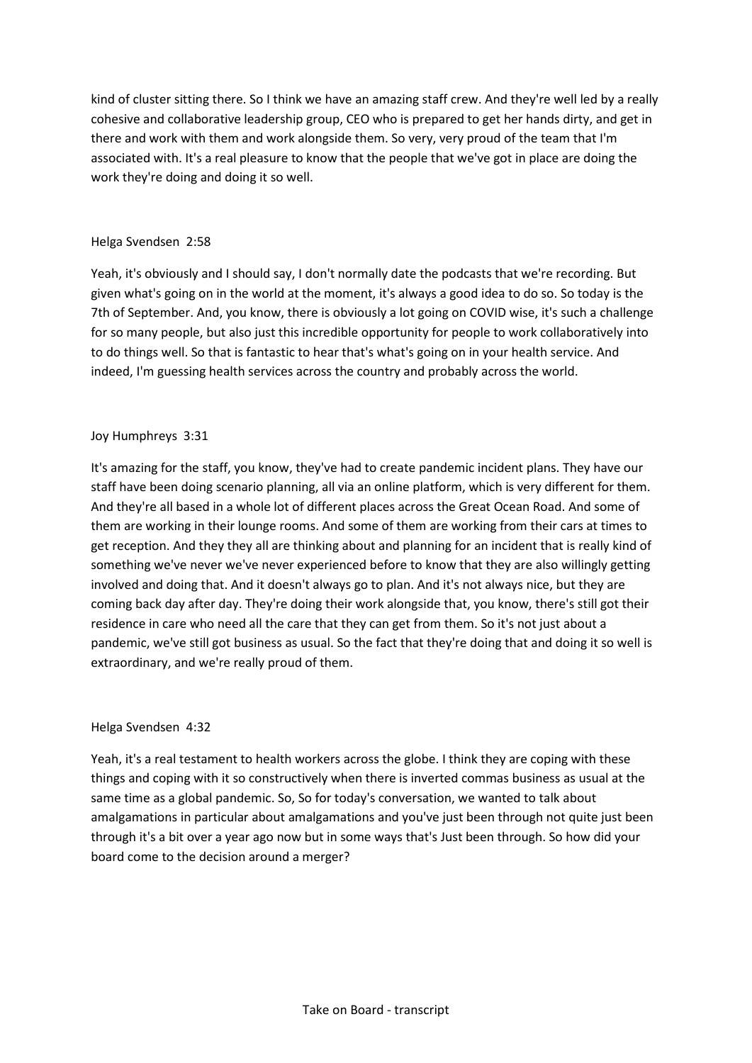kind of cluster sitting there. So I think we have an amazing staff crew. And they're well led by a really cohesive and collaborative leadership group, CEO who is prepared to get her hands dirty, and get in there and work with them and work alongside them. So very, very proud of the team that I'm associated with. It's a real pleasure to know that the people that we've got in place are doing the work they're doing and doing it so well.

Helga Svendsen 2:58

Yeah, it's obviously and I should say, I don't normally date the podcasts that we're recording. But given what's going on in the world at the moment, it's always a good idea to do so. So today is the 7th of September. And, you know, there is obviously a lot going on COVID wise, it's such a challenge for so many people, but also just this incredible opportunity for people to work collaboratively into to do things well. So that is fantastic to hear that's what's going on in your health service. And indeed, I'm guessing health services across the country and probably across the world.

Joy Humphreys 3:31

It's amazing for the staff, you know, they've had to create pandemic incident plans. They have our staff have been doing scenario planning, all via an online platform, which is very different for them. And they're all based in a whole lot of different places across the Great Ocean Road. And some of them are working in their lounge rooms. And some of them are working from their cars at times to get reception. And they they all are thinking about and planning for an incident that is really kind of something we've never we've never experienced before to know that they are also willingly getting involved and doing that. And it doesn't always go to plan. And it's not always nice, but they are coming back day after day. They're doing their work alongside that, you know, there's still got their residence in care who need all the care that they can get from them. So it's not just about a pandemic, we've still got business as usual. So the fact that they're doing that and doing it so well is extraordinary, and we're really proud of them.

Helga Svendsen 4:32

Yeah, it's a real testament to health workers across the globe. I think they are coping with these things and coping with it so constructively when there is inverted commas business as usual at the same time as a global pandemic. So, So for today's conversation, we wanted to talk about amalgamations in particular about amalgamations and you've just been through not quite just been through it's a bit over a year ago now but in some ways that's Just been through. So how did your board come to the decision around a merger?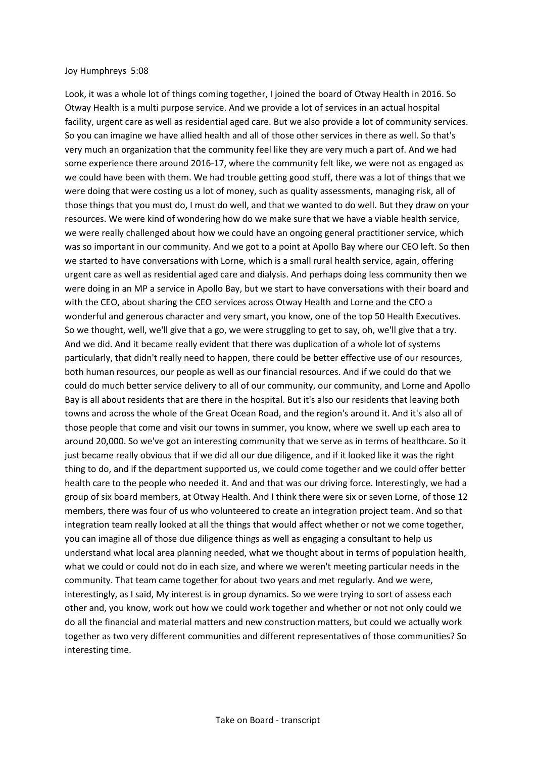Joy Humphreys 5:08

Look, it was a whole lot of things coming together, I joined the board of Otway Health in 2016. So Otway Health is a multi purpose service. And we provide a lot of services in an actual hospital facility, urgent care as well as residential aged care. But we also provide a lot of community services. So you can imagine we have allied health and all of those other services in there as well. So that's very much an organization that the community feel like they are very much a part of. And we had some experience there around 2016-17, where the community felt like, we were not as engaged as we could have been with them. We had trouble getting good stuff, there was a lot of things that we were doing that were costing us a lot of money, such as quality assessments, managing risk, all of those things that you must do, I must do well, and that we wanted to do well. But they draw on your resources. We were kind of wondering how do we make sure that we have a viable health service, we were really challenged about how we could have an ongoing general practitioner service, which was so important in our community. And we got to a point at Apollo Bay where our CEO left. So then we started to have conversations with Lorne, which is a small rural health service, again, offering urgent care as well as residential aged care and dialysis. And perhaps doing less community then we were doing in an MP a service in Apollo Bay, but we start to have conversations with their board and with the CEO, about sharing the CEO services across Otway Health and Lorne and the CEO a wonderful and generous character and very smart, you know, one of the top 50 Health Executives. So we thought, well, we'll give that a go, we were struggling to get to say, oh, we'll give that a try. And we did. And it became really evident that there was duplication of a whole lot of systems particularly, that didn't really need to happen, there could be better effective use of our resources, both human resources, our people as well as our financial resources. And if we could do that we could do much better service delivery to all of our community, our community, and Lorne and Apollo Bay is all about residents that are there in the hospital. But it's also our residents that leaving both towns and across the whole of the Great Ocean Road, and the region's around it. And it's also all of those people that come and visit our towns in summer, you know, where we swell up each area to around 20,000. So we've got an interesting community that we serve as in terms of healthcare. So it just became really obvious that if we did all our due diligence, and if it looked like it was the right thing to do, and if the department supported us, we could come together and we could offer better health care to the people who needed it. And and that was our driving force. Interestingly, we had a group of six board members, at Otway Health. And I think there were six or seven Lorne, of those 12 members, there was four of us who volunteered to create an integration project team. And so that integration team really looked at all the things that would affect whether or not we come together, you can imagine all of those due diligence things as well as engaging a consultant to help us understand what local area planning needed, what we thought about in terms of population health, what we could or could not do in each size, and where we weren't meeting particular needs in the community. That team came together for about two years and met regularly. And we were, interestingly, as I said, My interest is in group dynamics. So we were trying to sort of assess each other and, you know, work out how we could work together and whether or not not only could we do all the financial and material matters and new construction matters, but could we actually work together as two very different communities and different representatives of those communities? So interesting time.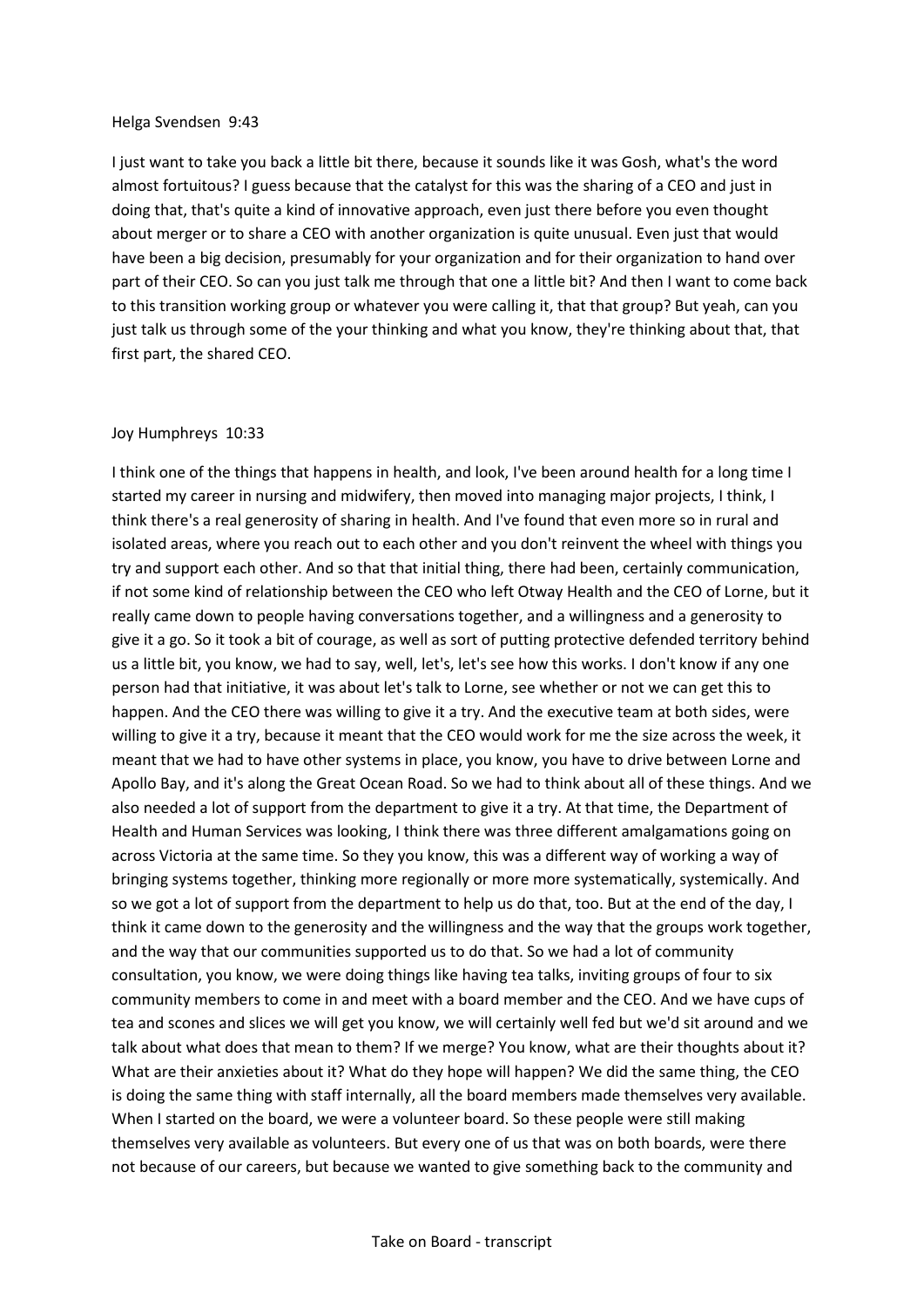Helga Svendsen 9:43

I just want to take you back a little bit there, because it sounds like it was Gosh, what's the word almost fortuitous? I guess because that the catalyst for this was the sharing of a CEO and just in doing that, that's quite a kind of innovative approach, even just there before you even thought about merger or to share a CEO with another organization is quite unusual. Even just that would have been a big decision, presumably for your organization and for their organization to hand over part of their CEO. So can you just talk me through that one a little bit? And then I want to come back to this transition working group or whatever you were calling it, that that group? But yeah, can you just talk us through some of the your thinking and what you know, they're thinking about that, that first part, the shared CEO.

Joy Humphreys 10:33

I think one of the things that happens in health, and look, I've been around health for a long time I started my career in nursing and midwifery, then moved into managing major projects, I think, I think there's a real generosity of sharing in health. And I've found that even more so in rural and isolated areas, where you reach out to each other and you don't reinvent the wheel with things you try and support each other. And so that that initial thing, there had been, certainly communication, if not some kind of relationship between the CEO who left Otway Health and the CEO of Lorne, but it really came down to people having conversations together, and a willingness and a generosity to give it a go. So it took a bit of courage, as well as sort of putting protective defended territory behind us a little bit, you know, we had to say, well, let's, let's see how this works. I don't know if any one person had that initiative, it was about let's talk to Lorne, see whether or not we can get this to happen. And the CEO there was willing to give it a try. And the executive team at both sides, were willing to give it a try, because it meant that the CEO would work for me the size across the week, it meant that we had to have other systems in place, you know, you have to drive between Lorne and Apollo Bay, and it's along the Great Ocean Road. So we had to think about all of these things. And we also needed a lot of support from the department to give it a try. At that time, the Department of Health and Human Services was looking, I think there was three different amalgamations going on across Victoria at the same time. So they you know, this was a different way of working a way of bringing systems together, thinking more regionally or more more systematically, systemically. And so we got a lot of support from the department to help us do that, too. But at the end of the day, I think it came down to the generosity and the willingness and the way that the groups work together, and the way that our communities supported us to do that. So we had a lot of community consultation, you know, we were doing things like having tea talks, inviting groups of four to six community members to come in and meet with a board member and the CEO. And we have cups of tea and scones and slices we will get you know, we will certainly well fed but we'd sit around and we talk about what does that mean to them? If we merge? You know, what are their thoughts about it? What are their anxieties about it? What do they hope will happen? We did the same thing, the CEO is doing the same thing with staff internally, all the board members made themselves very available. When I started on the board, we were a volunteer board. So these people were still making themselves very available as volunteers. But every one of us that was on both boards, were there not because of our careers, but because we wanted to give something back to the community and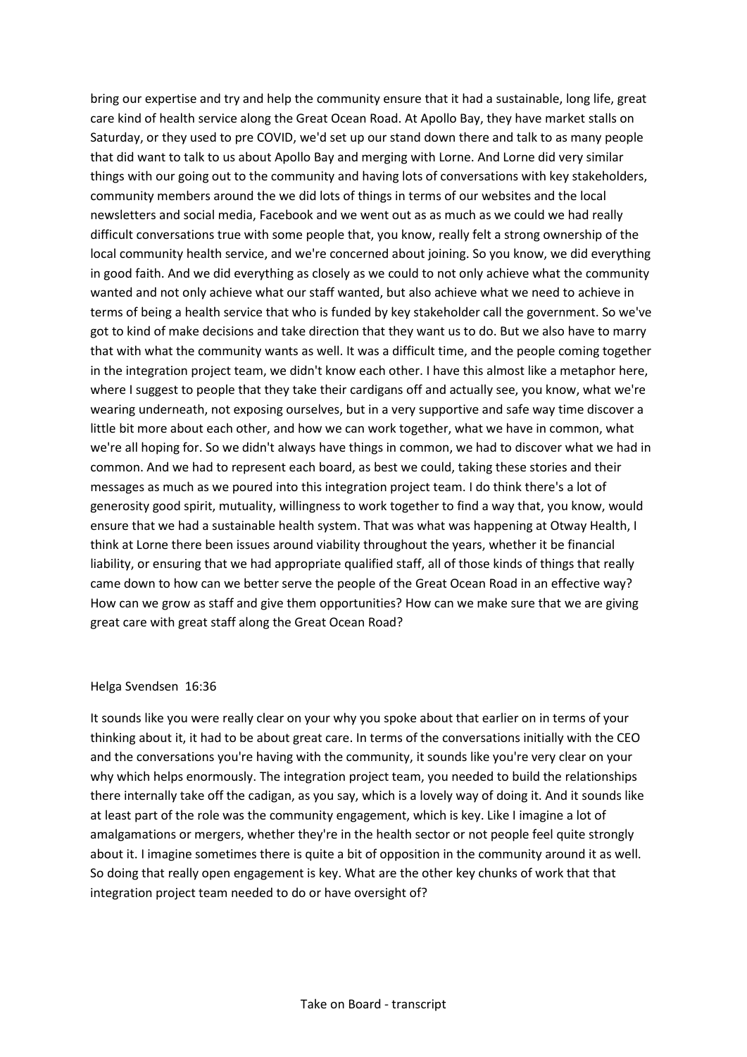bring our expertise and try and help the community ensure that it had a sustainable, long life, great care kind of health service along the Great Ocean Road. At Apollo Bay, they have market stalls on Saturday, or they used to pre COVID, we'd set up our stand down there and talk to as many people that did want to talk to us about Apollo Bay and merging with Lorne. And Lorne did very similar things with our going out to the community and having lots of conversations with key stakeholders, community members around the we did lots of things in terms of our websites and the local newsletters and social media, Facebook and we went out as as much as we could we had really difficult conversations true with some people that, you know, really felt a strong ownership of the local community health service, and we're concerned about joining. So you know, we did everything in good faith. And we did everything as closely as we could to not only achieve what the community wanted and not only achieve what our staff wanted, but also achieve what we need to achieve in terms of being a health service that who is funded by key stakeholder call the government. So we've got to kind of make decisions and take direction that they want us to do. But we also have to marry that with what the community wants as well. It was a difficult time, and the people coming together in the integration project team, we didn't know each other. I have this almost like a metaphor here, where I suggest to people that they take their cardigans off and actually see, you know, what we're wearing underneath, not exposing ourselves, but in a very supportive and safe way time discover a little bit more about each other, and how we can work together, what we have in common, what we're all hoping for. So we didn't always have things in common, we had to discover what we had in common. And we had to represent each board, as best we could, taking these stories and their messages as much as we poured into this integration project team. I do think there's a lot of generosity good spirit, mutuality, willingness to work together to find a way that, you know, would ensure that we had a sustainable health system. That was what was happening at Otway Health, I think at Lorne there been issues around viability throughout the years, whether it be financial liability, or ensuring that we had appropriate qualified staff, all of those kinds of things that really came down to how can we better serve the people of the Great Ocean Road in an effective way? How can we grow as staff and give them opportunities? How can we make sure that we are giving great care with great staff along the Great Ocean Road?

Helga Svendsen 16:36

It sounds like you were really clear on your why you spoke about that earlier on in terms of your thinking about it, it had to be about great care. In terms of the conversations initially with the CEO and the conversations you're having with the community, it sounds like you're very clear on your why which helps enormously. The integration project team, you needed to build the relationships there internally take off the cadigan, as you say, which is a lovely way of doing it. And it sounds like at least part of the role was the community engagement, which is key. Like I imagine a lot of amalgamations or mergers, whether they're in the health sector or not people feel quite strongly about it. I imagine sometimes there is quite a bit of opposition in the community around it as well. So doing that really open engagement is key. What are the other key chunks of work that that integration project team needed to do or have oversight of?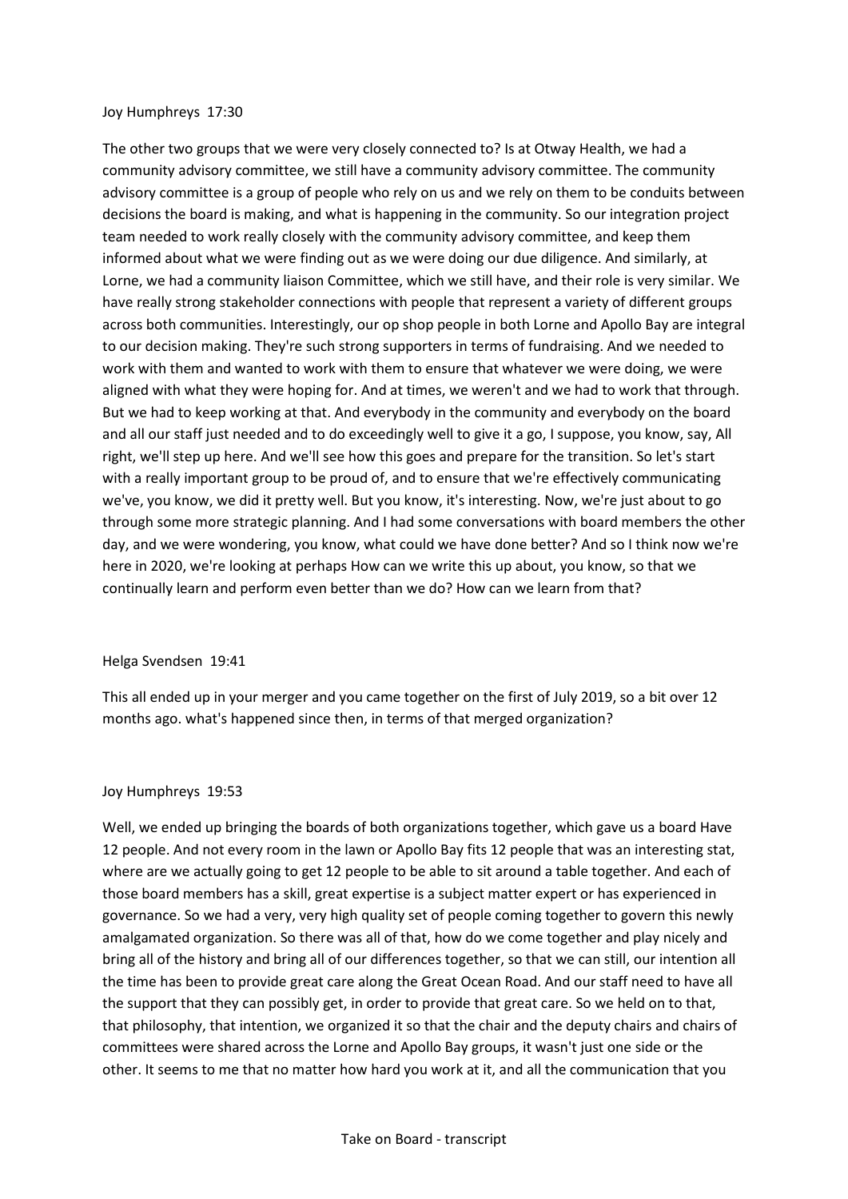Joy Humphreys 17:30

The other two groups that we were very closely connected to? Is at Otway Health, we had a community advisory committee, we still have a community advisory committee. The community advisory committee is a group of people who rely on us and we rely on them to be conduits between decisions the board is making, and what is happening in the community. So our integration project team needed to work really closely with the community advisory committee, and keep them informed about what we were finding out as we were doing our due diligence. And similarly, at Lorne, we had a community liaison Committee, which we still have, and their role is very similar. We have really strong stakeholder connections with people that represent a variety of different groups across both communities. Interestingly, our op shop people in both Lorne and Apollo Bay are integral to our decision making. They're such strong supporters in terms of fundraising. And we needed to work with them and wanted to work with them to ensure that whatever we were doing, we were aligned with what they were hoping for. And at times, we weren't and we had to work that through. But we had to keep working at that. And everybody in the community and everybody on the board and all our staff just needed and to do exceedingly well to give it a go, I suppose, you know, say, All right, we'll step up here. And we'll see how this goes and prepare for the transition. So let's start with a really important group to be proud of, and to ensure that we're effectively communicating we've, you know, we did it pretty well. But you know, it's interesting. Now, we're just about to go through some more strategic planning. And I had some conversations with board members the other day, and we were wondering, you know, what could we have done better? And so I think now we're here in 2020, we're looking at perhaps How can we write this up about, you know, so that we continually learn and perform even better than we do? How can we learn from that?

Helga Svendsen 19:41

This all ended up in your merger and you came together on the first of July 2019, so a bit over 12 months ago. what's happened since then, in terms of that merged organization?

Joy Humphreys 19:53

Well, we ended up bringing the boards of both organizations together, which gave us a board Have 12 people. And not every room in the lawn or Apollo Bay fits 12 people that was an interesting stat, where are we actually going to get 12 people to be able to sit around a table together. And each of those board members has a skill, great expertise is a subject matter expert or has experienced in governance. So we had a very, very high quality set of people coming together to govern this newly amalgamated organization. So there was all of that, how do we come together and play nicely and bring all of the history and bring all of our differences together, so that we can still, our intention all the time has been to provide great care along the Great Ocean Road. And our staff need to have all the support that they can possibly get, in order to provide that great care. So we held on to that, that philosophy, that intention, we organized it so that the chair and the deputy chairs and chairs of committees were shared across the Lorne and Apollo Bay groups, it wasn't just one side or the other. It seems to me that no matter how hard you work at it, and all the communication that you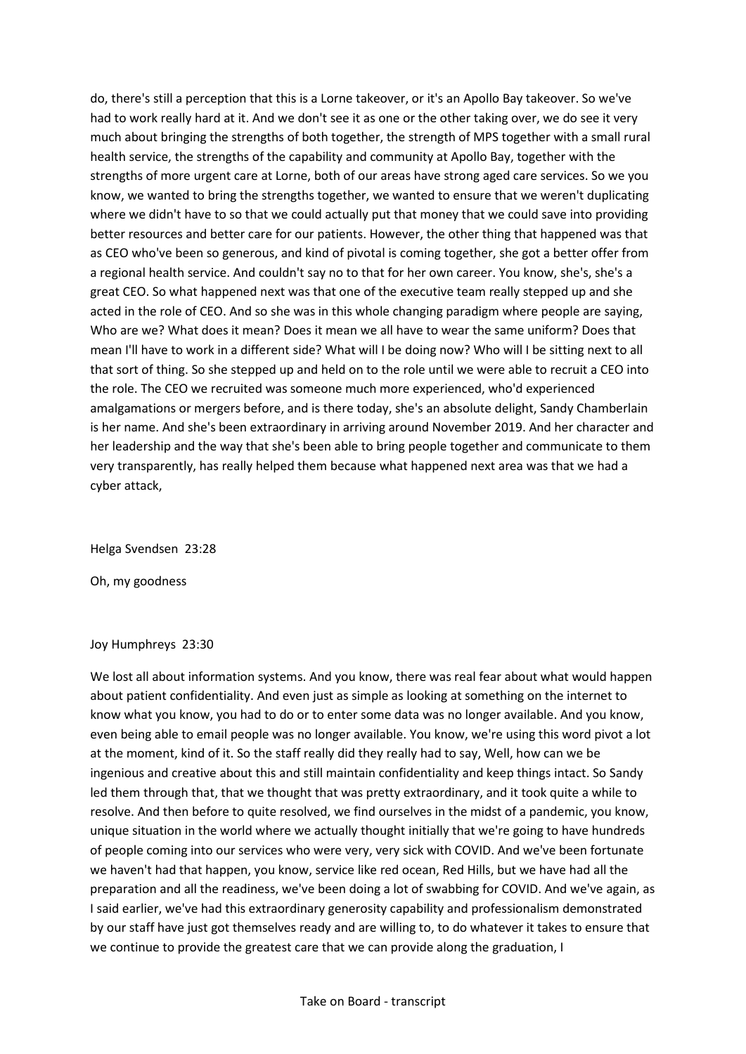do, there's still a perception that this is a Lorne takeover, or it's an Apollo Bay takeover. So we've had to work really hard at it. And we don't see it as one or the other taking over, we do see it very much about bringing the strengths of both together, the strength of MPS together with a small rural health service, the strengths of the capability and community at Apollo Bay, together with the strengths of more urgent care at Lorne, both of our areas have strong aged care services. So we you know, we wanted to bring the strengths together, we wanted to ensure that we weren't duplicating where we didn't have to so that we could actually put that money that we could save into providing better resources and better care for our patients. However, the other thing that happened was that as CEO who've been so generous, and kind of pivotal is coming together, she got a better offer from a regional health service. And couldn't say no to that for her own career. You know, she's, she's a great CEO. So what happened next was that one of the executive team really stepped up and she acted in the role of CEO. And so she was in this whole changing paradigm where people are saying, Who are we? What does it mean? Does it mean we all have to wear the same uniform? Does that mean I'll have to work in a different side? What will I be doing now? Who will I be sitting next to all that sort of thing. So she stepped up and held on to the role until we were able to recruit a CEO into the role. The CEO we recruited was someone much more experienced, who'd experienced amalgamations or mergers before, and is there today, she's an absolute delight, Sandy Chamberlain is her name. And she's been extraordinary in arriving around November 2019. And her character and her leadership and the way that she's been able to bring people together and communicate to them very transparently, has really helped them because what happened next area was that we had a cyber attack,

Helga Svendsen 23:28

Oh, my goodness

Joy Humphreys 23:30

We lost all about information systems. And you know, there was real fear about what would happen about patient confidentiality. And even just as simple as looking at something on the internet to know what you know, you had to do or to enter some data was no longer available. And you know, even being able to email people was no longer available. You know, we're using this word pivot a lot at the moment, kind of it. So the staff really did they really had to say, Well, how can we be ingenious and creative about this and still maintain confidentiality and keep things intact. So Sandy led them through that, that we thought that was pretty extraordinary, and it took quite a while to resolve. And then before to quite resolved, we find ourselves in the midst of a pandemic, you know, unique situation in the world where we actually thought initially that we're going to have hundreds of people coming into our services who were very, very sick with COVID. And we've been fortunate we haven't had that happen, you know, service like red ocean, Red Hills, but we have had all the preparation and all the readiness, we've been doing a lot of swabbing for COVID. And we've again, as I said earlier, we've had this extraordinary generosity capability and professionalism demonstrated by our staff have just got themselves ready and are willing to, to do whatever it takes to ensure that we continue to provide the greatest care that we can provide along the graduation, I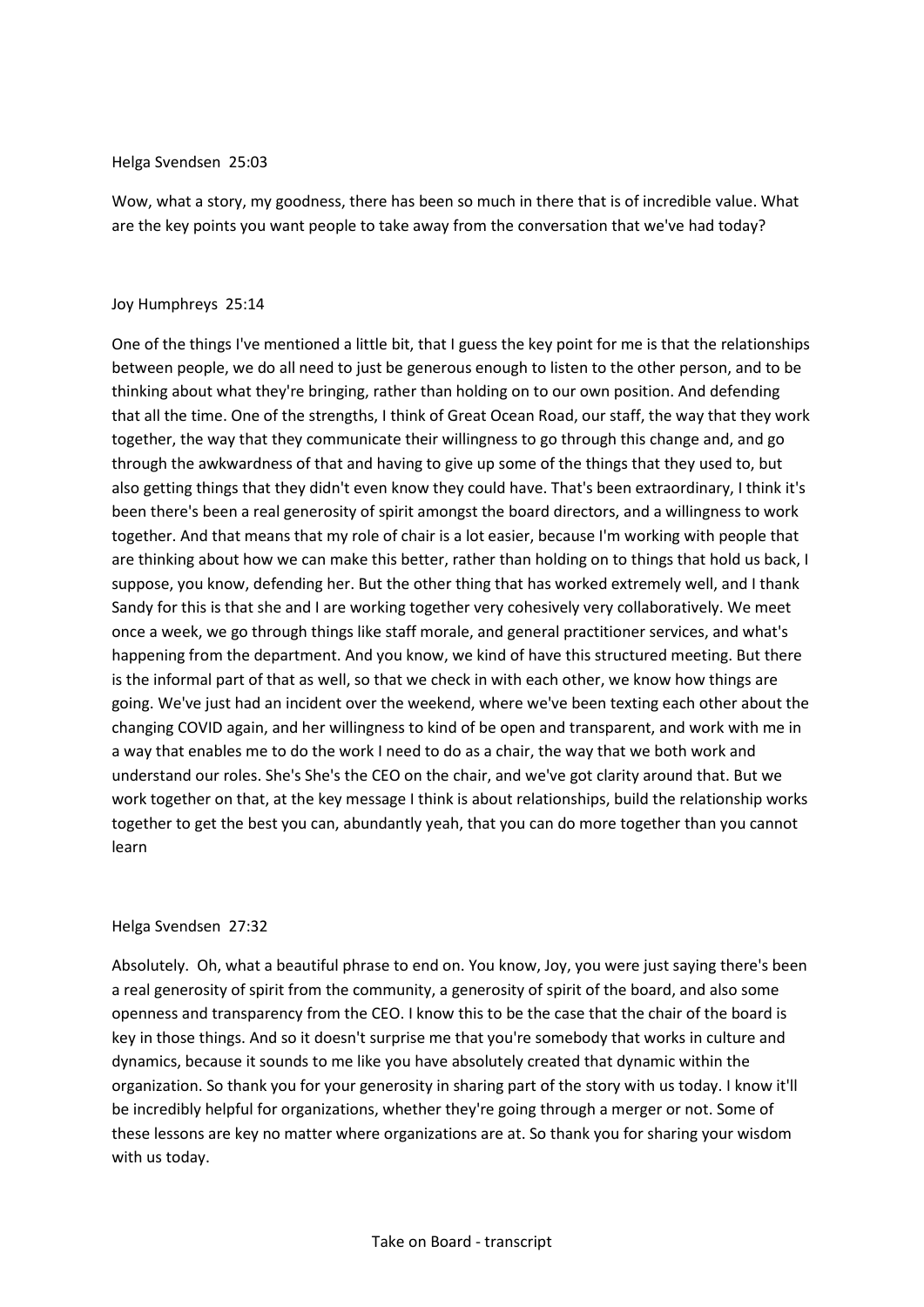Helga Svendsen 25:03

Wow, what a story, my goodness, there has been so much in there that is of incredible value. What are the key points you want people to take away from the conversation that we've had today?

Joy Humphreys 25:14

One of the things I've mentioned a little bit, that I guess the key point for me is that the relationships between people, we do all need to just be generous enough to listen to the other person, and to be thinking about what they're bringing, rather than holding on to our own position. And defending that all the time. One of the strengths, I think of Great Ocean Road, our staff, the way that they work together, the way that they communicate their willingness to go through this change and, and go through the awkwardness of that and having to give up some of the things that they used to, but also getting things that they didn't even know they could have. That's been extraordinary, I think it's been there's been a real generosity of spirit amongst the board directors, and a willingness to work together. And that means that my role of chair is a lot easier, because I'm working with people that are thinking about how we can make this better, rather than holding on to things that hold us back, I suppose, you know, defending her. But the other thing that has worked extremely well, and I thank Sandy for this is that she and I are working together very cohesively very collaboratively. We meet once a week, we go through things like staff morale, and general practitioner services, and what's happening from the department. And you know, we kind of have this structured meeting. But there is the informal part of that as well, so that we check in with each other, we know how things are going. We've just had an incident over the weekend, where we've been texting each other about the changing COVID again, and her willingness to kind of be open and transparent, and work with me in a way that enables me to do the work I need to do as a chair, the way that we both work and understand our roles. She's She's the CEO on the chair, and we've got clarity around that. But we work together on that, at the key message I think is about relationships, build the relationship works together to get the best you can, abundantly yeah, that you can do more together than you cannot learn

Helga Svendsen 27:32

Absolutely. Oh, what a beautiful phrase to end on. You know, Joy, you were just saying there's been a real generosity of spirit from the community, a generosity of spirit of the board, and also some openness and transparency from the CEO. I know this to be the case that the chair of the board is key in those things. And so it doesn't surprise me that you're somebody that works in culture and dynamics, because it sounds to me like you have absolutely created that dynamic within the organization. So thank you for your generosity in sharing part of the story with us today. I know it'll be incredibly helpful for organizations, whether they're going through a merger or not. Some of these lessons are key no matter where organizations are at. So thank you for sharing your wisdom with us today.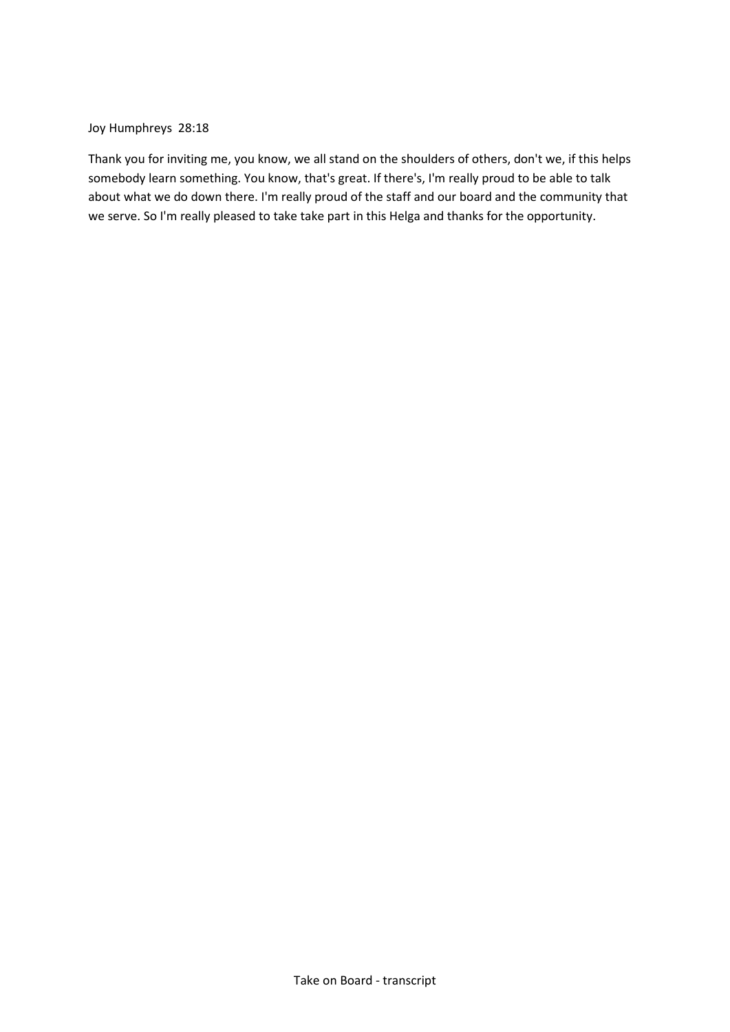Joy Humphreys 28:18

Thank you for inviting me, you know, we all stand on the shoulders of others, don't we, if this helps somebody learn something. You know, that's great. If there's, I'm really proud to be able to talk about what we do down there. I'm really proud of the staff and our board and the community that we serve. So I'm really pleased to take take part in this Helga and thanks for the opportunity.